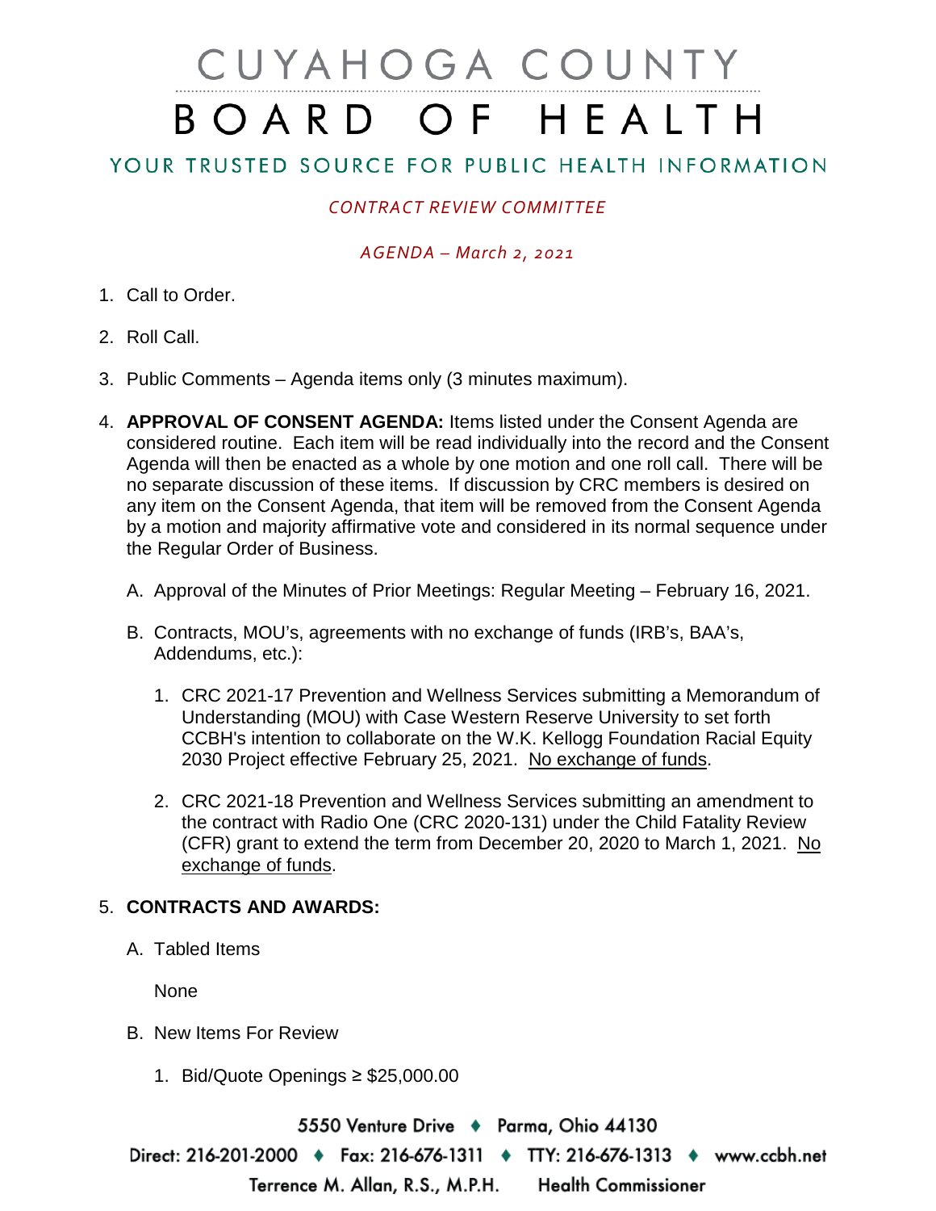# CUYAHOGA COUNTY
# BOARD OF HEALTH

## YOUR TRUSTED SOURCE FOR PUBLIC HEALTH INFORMATION

*CONTRACT REVIEW COMMITTEE*

*AGENDA – March 2, 2021*

1. Call to Order.

2. Roll Call.

3. Public Comments – Agenda items only (3 minutes maximum).

4. **APPROVAL OF CONSENT AGENDA:** Items listed under the Consent Agenda are considered routine. Each item will be read individually into the record and the Consent Agenda will then be enacted as a whole by one motion and one roll call. There will be no separate discussion of these items. If discussion by CRC members is desired on any item on the Consent Agenda, that item will be removed from the Consent Agenda by a motion and majority affirmative vote and considered in its normal sequence under the Regular Order of Business.

   A. Approval of the Minutes of Prior Meetings: Regular Meeting – February 16, 2021.

   B. Contracts, MOU's, agreements with no exchange of funds (IRB's, BAA's, Addendums, etc.):

      1. CRC 2021-17 Prevention and Wellness Services submitting a Memorandum of Understanding (MOU) with Case Western Reserve University to set forth CCBH's intention to collaborate on the W.K. Kellogg Foundation Racial Equity 2030 Project effective February 25, 2021. <u>No exchange of funds</u>.

      2. CRC 2021-18 Prevention and Wellness Services submitting an amendment to the contract with Radio One (CRC 2020-131) under the Child Fatality Review (CFR) grant to extend the term from December 20, 2020 to March 1, 2021. <u>No exchange of funds</u>.

5. **CONTRACTS AND AWARDS:**

   A. Tabled Items

      None

   B. New Items For Review

      1. Bid/Quote Openings ≥ $25,000.00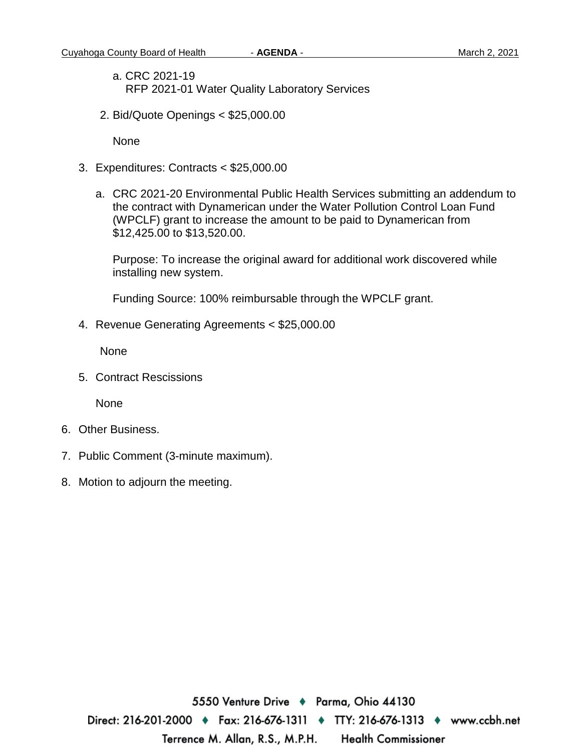a. CRC 2021-19
   RFP 2021-01 Water Quality Laboratory Services

2. Bid/Quote Openings < $25,000.00

   None

3. Expenditures: Contracts < $25,000.00

   a. CRC 2021-20 Environmental Public Health Services submitting an addendum to the contract with Dynamerican under the Water Pollution Control Loan Fund (WPCLF) grant to increase the amount to be paid to Dynamerican from $12,425.00 to $13,520.00.

      Purpose: To increase the original award for additional work discovered while installing new system.

      Funding Source: 100% reimbursable through the WPCLF grant.

4. Revenue Generating Agreements < $25,000.00

   None

5. Contract Rescissions

   None

6. Other Business.

7. Public Comment (3-minute maximum).

8. Motion to adjourn the meeting.

5550 Venture Drive ♦ Parma, Ohio 44130

Direct: 216-201-2000 ♦ Fax: 216-676-1311 ♦ TTY: 216-676-1313 ♦ www.ccbh.net

Terrence M. Allan, R.S., M.P.H. Health Commissioner